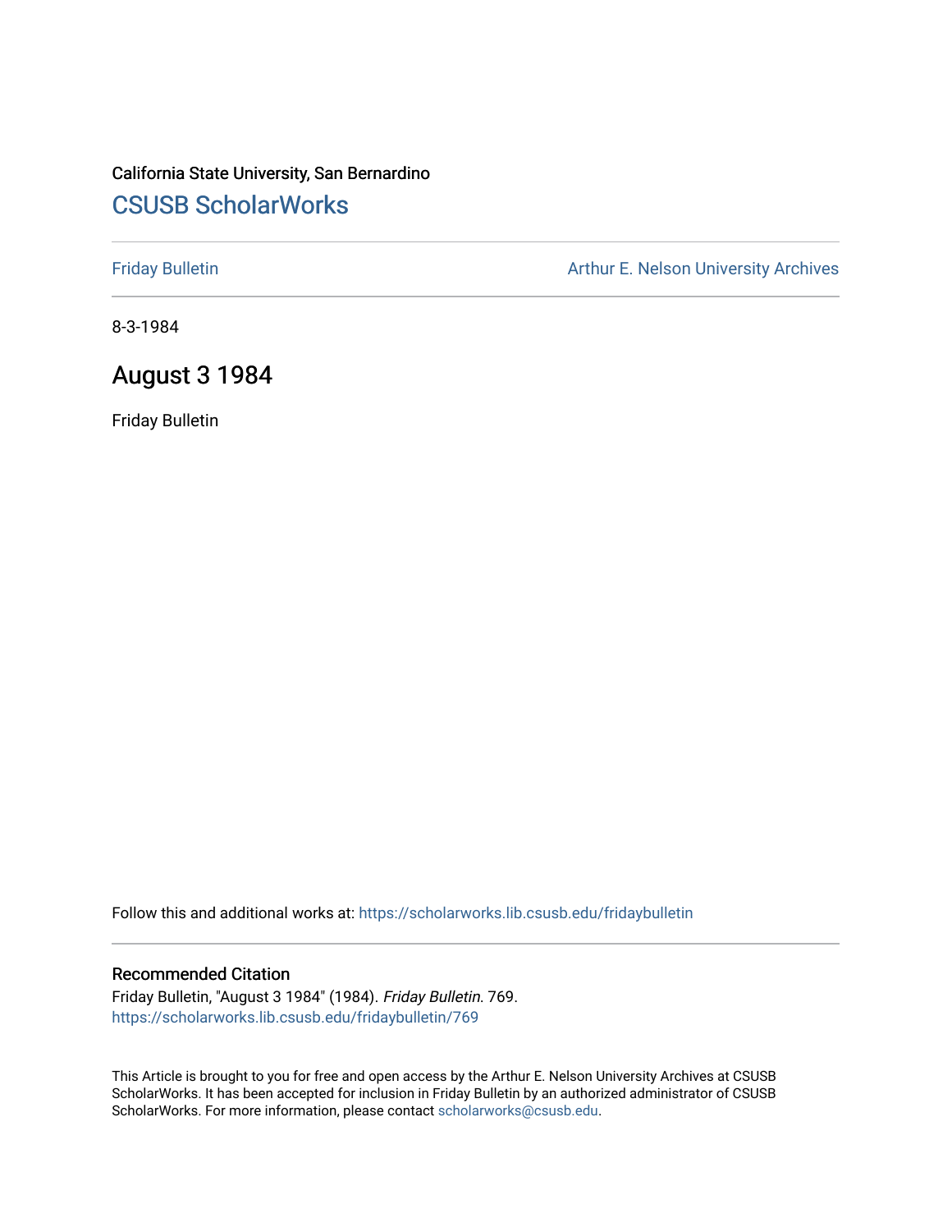California State University, San Bernardino

# CSUSB ScholarWorks

Friday Bulletin

Arthur E. Nelson University Archives

8-3-1984

## August 3 1984

Friday Bulletin

Follow this and additional works at: https://scholarworks.lib.csusb.edu/fridaybulletin

### Recommended Citation

Friday Bulletin, "August 3 1984" (1984). *Friday Bulletin*. 769.
https://scholarworks.lib.csusb.edu/fridaybulletin/769

This Article is brought to you for free and open access by the Arthur E. Nelson University Archives at CSUSB ScholarWorks. It has been accepted for inclusion in Friday Bulletin by an authorized administrator of CSUSB ScholarWorks. For more information, please contact scholarworks@csusb.edu.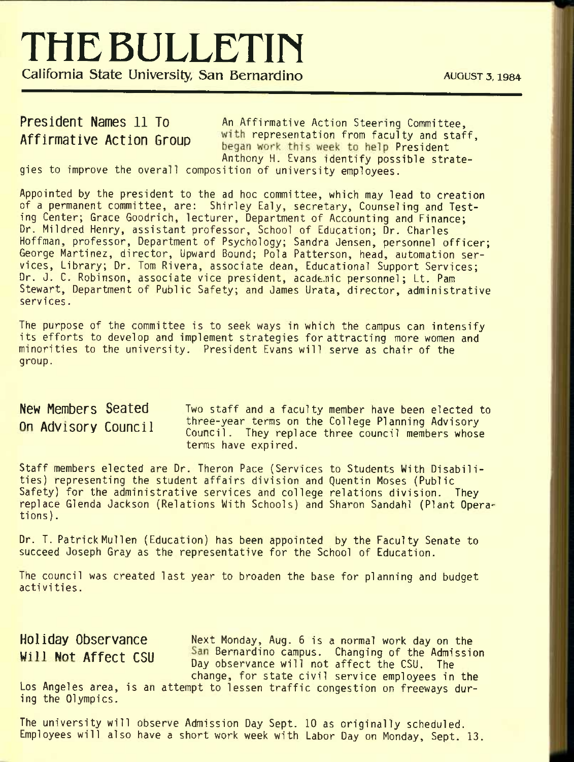# THE BULLETIN

**California State University, San Bernardino** AUGUST 3, 1984

## President Names 11 To Affirmative Action Group

An Affirmative Action Steering Committee, with representation from faculty and staff, began work this week to help President Anthony H. Evans identify possible strategies to improve the overall composition of university employees.

Appointed by the president to the ad hoc committee, which may lead to creation of a permanent committee, are: Shirley Ealy, secretary, Counseling and Testing Center; Grace Goodrich, lecturer, Department of Accounting and Finance; Dr. Mildred Henry, assistant professor, School of Education; Dr. Charles Hoffman, professor, Department of Psychology; Sandra Jensen, personnel officer; George Martinez, director, Upward Bound; Pola Patterson, head, automation services, Library; Dr. Tom Rivera, associate dean, Educational Support Services; Dr. J. C. Robinson, associate vice president, academic personnel; Lt. Pam Stewart, Department of Public Safety; and James Urata, director, administrative services.

The purpose of the committee is to seek ways in which the campus can intensify its efforts to develop and implement strategies for attracting more women and minorities to the university. President Evans will serve as chair of the group.

## New Members Seated On Advisory Council

Two staff and a faculty member have been elected to three-year terms on the College Planning Advisory Council. They replace three council members whose terms have expired.

Staff members elected are Dr. Theron Pace (Services to Students With Disabilities) representing the student affairs division and Quentin Moses (Public Safety) for the administrative services and college relations division. They replace Glenda Jackson (Relations With Schools) and Sharon Sandahl (Plant Operations).

Dr. T. Patrick Mullen (Education) has been appointed by the Faculty Senate to succeed Joseph Gray as the representative for the School of Education.

The council was created last year to broaden the base for planning and budget activities.

## Holiday Observance Will Not Affect CSU

Next Monday, Aug. 6 is a normal work day on the San Bernardino campus. Changing of the Admission Day observance will not affect the CSU. The change, for state civil service employees in the Los Angeles area, is an attempt to lessen traffic congestion on freeways during the Olympics.

The university will observe Admission Day Sept. 10 as originally scheduled. Employees will also have a short work week with Labor Day on Monday, Sept. 13.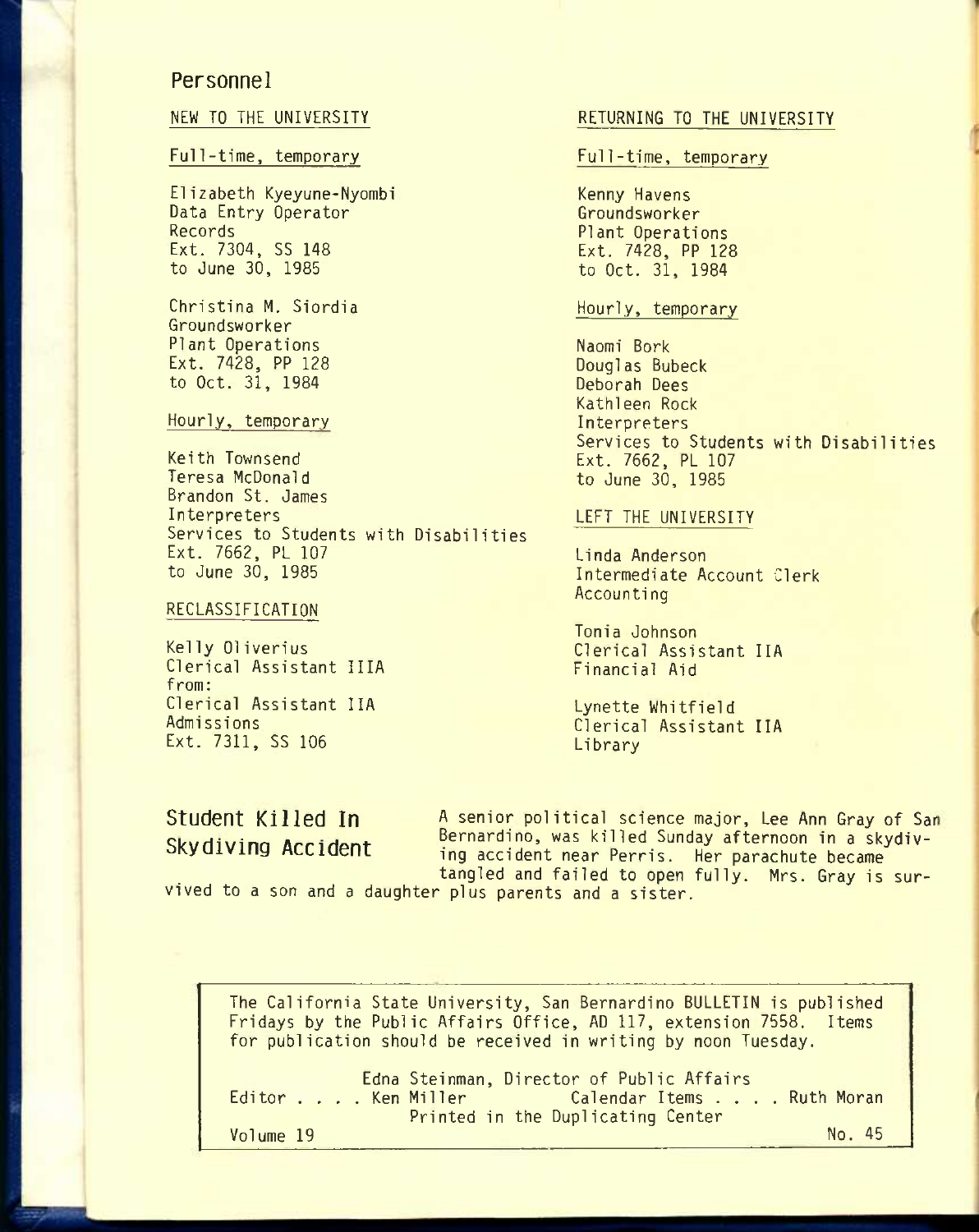## Personnel

### NEW TO THE UNIVERSITY

#### Full-time, temporary

Elizabeth Kyeyune-Nyombi
Data Entry Operator
Records
Ext. 7304, SS 148
to June 30, 1985

Christina M. Siordia
Groundsworker
Plant Operations
Ext. 7428, PP 128
to Oct. 31, 1984

#### Hourly, temporary

Keith Townsend
Teresa McDonald
Brandon St. James
Interpreters
Services to Students with Disabilities
Ext. 7662, PL 107
to June 30, 1985

### RECLASSIFICATION

Kelly Oliverius
Clerical Assistant IIIA
from:
Clerical Assistant IIA
Admissions
Ext. 7311, SS 106

### RETURNING TO THE UNIVERSITY

#### Full-time, temporary

Kenny Havens
Groundsworker
Plant Operations
Ext. 7428, PP 128
to Oct. 31, 1984

#### Hourly, temporary

Naomi Bork
Douglas Bubeck
Deborah Dees
Kathleen Rock
Interpreters
Services to Students with Disabilities
Ext. 7662, PL 107
to June 30, 1985

### LEFT THE UNIVERSITY

Linda Anderson
Intermediate Account Clerk
Accounting

Tonia Johnson
Clerical Assistant IIA
Financial Aid

Lynette Whitfield
Clerical Assistant IIA
Library

## Student Killed In Skydiving Accident

A senior political science major, Lee Ann Gray of San Bernardino, was killed Sunday afternoon in a skydiving accident near Perris. Her parachute became tangled and failed to open fully. Mrs. Gray is survived to a son and a daughter plus parents and a sister.

---

The California State University, San Bernardino BULLETIN is published Fridays by the Public Affairs Office, AD 117, extension 7558. Items for publication should be received in writing by noon Tuesday.

Edna Steinman, Director of Public Affairs
Editor . . . . Ken Miller Calendar Items . . . . Ruth Moran
Printed in the Duplicating Center
Volume 19 No. 45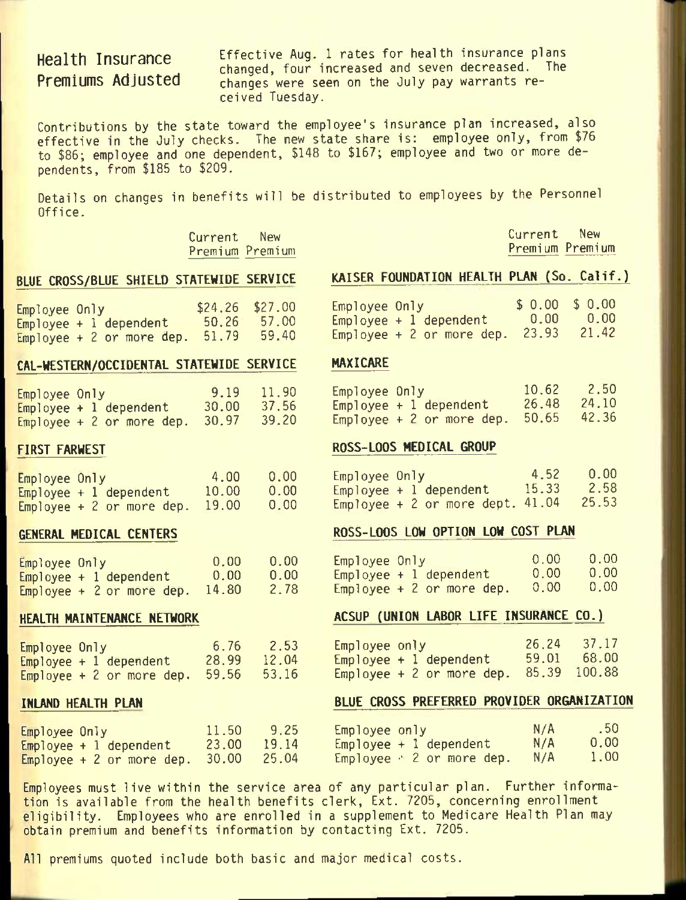## Health Insurance Premiums Adjusted

Effective Aug. 1 rates for health insurance plans changed, four increased and seven decreased. The changes were seen on the July pay warrants received Tuesday.

Contributions by the state toward the employee's insurance plan increased, also effective in the July checks. The new state share is: employee only, from $76 to $86; employee and one dependent, $148 to $167; employee and two or more dependents, from $185 to $209.

Details on changes in benefits will be distributed to employees by the Personnel Office.

| | Current Premium | New Premium |
|---|---|---|
| **BLUE CROSS/BLUE SHIELD STATEWIDE SERVICE** | | |
| Employee Only | $24.26 | $27.00 |
| Employee + 1 dependent | 50.26 | 57.00 |
| Employee + 2 or more dep. | 51.79 | 59.40 |
| **CAL-WESTERN/OCCIDENTAL STATEWIDE SERVICE** | | |
| Employee Only | 9.19 | 11.90 |
| Employee + 1 dependent | 30.00 | 37.56 |
| Employee + 2 or more dep. | 30.97 | 39.20 |
| **FIRST FARWEST** | | |
| Employee Only | 4.00 | 0.00 |
| Employee + 1 dependent | 10.00 | 0.00 |
| Employee + 2 or more dep. | 19.00 | 0.00 |
| **GENERAL MEDICAL CENTERS** | | |
| Employee Only | 0.00 | 0.00 |
| Employee + 1 dependent | 0.00 | 0.00 |
| Employee + 2 or more dep. | 14.80 | 2.78 |
| **HEALTH MAINTENANCE NETWORK** | | |
| Employee Only | 6.76 | 2.53 |
| Employee + 1 dependent | 28.99 | 12.04 |
| Employee + 2 or more dep. | 59.56 | 53.16 |
| **INLAND HEALTH PLAN** | | |
| Employee Only | 11.50 | 9.25 |
| Employee + 1 dependent | 23.00 | 19.14 |
| Employee + 2 or more dep. | 30.00 | 25.04 |

| | Current Premium | New Premium |
|---|---|---|
| **KAISER FOUNDATION HEALTH PLAN (So. Calif.)** | | |
| Employee Only | $ 0.00 | $ 0.00 |
| Employee + 1 dependent | 0.00 | 0.00 |
| Employee + 2 or more dep. | 23.93 | 21.42 |
| **MAXICARE** | | |
| Employee Only | 10.62 | 2.50 |
| Employee + 1 dependent | 26.48 | 24.10 |
| Employee + 2 or more dep. | 50.65 | 42.36 |
| **ROSS-LOOS MEDICAL GROUP** | | |
| Employee Only | 4.52 | 0.00 |
| Employee + 1 dependent | 15.33 | 2.58 |
| Employee + 2 or more dept. | 41.04 | 25.53 |
| **ROSS-LOOS LOW OPTION LOW COST PLAN** | | |
| Employee Only | 0.00 | 0.00 |
| Employee + 1 dependent | 0.00 | 0.00 |
| Employee + 2 or more dep. | 0.00 | 0.00 |
| **ACSUP (UNION LABOR LIFE INSURANCE CO.)** | | |
| Employee only | 26.24 | 37.17 |
| Employee + 1 dependent | 59.01 | 68.00 |
| Employee + 2 or more dep. | 85.39 | 100.88 |
| **BLUE CROSS PREFERRED PROVIDER ORGANIZATION** | | |
| Employee only | N/A | .50 |
| Employee + 1 dependent | N/A | 0.00 |
| Employee + 2 or more dep. | N/A | 1.00 |

Employees must live within the service area of any particular plan. Further information is available from the health benefits clerk, Ext. 7205, concerning enrollment eligibility. Employees who are enrolled in a supplement to Medicare Health Plan may obtain premium and benefits information by contacting Ext. 7205.

All premiums quoted include both basic and major medical costs.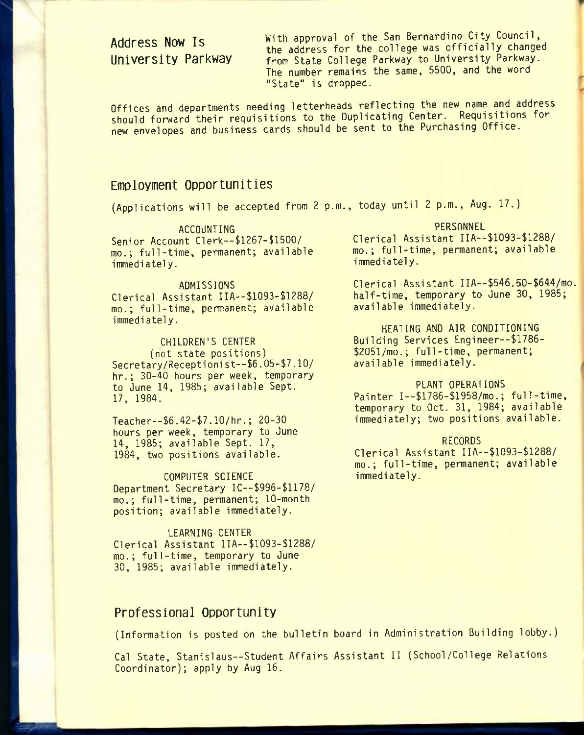## Address Now Is University Parkway

With approval of the San Bernardino City Council, the address for the college was officially changed from State College Parkway to University Parkway. The number remains the same, 5500, and the word "State" is dropped.

Offices and departments needing letterheads reflecting the new name and address should forward their requisitions to the Duplicating Center. Requisitions for new envelopes and business cards should be sent to the Purchasing Office.

## Employment Opportunities

(Applications will be accepted from 2 p.m., today until 2 p.m., Aug. 17.)

ACCOUNTING
Senior Account Clerk--$1267-$1500/mo.; full-time, permanent; available immediately.

ADMISSIONS
Clerical Assistant IIA--$1093-$1288/mo.; full-time, permanent; available immediately.

CHILDREN'S CENTER
(not state positions)
Secretary/Receptionist--$6.05-$7.10/hr.; 30-40 hours per week, temporary to June 14, 1985; available Sept. 17, 1984.

Teacher--$6.42-$7.10/hr.; 20-30 hours per week, temporary to June 14, 1985; available Sept. 17, 1984, two positions available.

COMPUTER SCIENCE
Department Secretary IC--$996-$1178/mo.; full-time, permanent; 10-month position; available immediately.

LEARNING CENTER
Clerical Assistant IIA--$1093-$1288/mo.; full-time, temporary to June 30, 1985; available immediately.

PERSONNEL
Clerical Assistant IIA--$1093-$1288/mo.; full-time, permanent; available immediately.

Clerical Assistant IIA--$546.50-$644/mo. half-time, temporary to June 30, 1985; available immediately.

HEATING AND AIR CONDITIONING
Building Services Engineer--$1786-$2051/mo.; full-time, permanent; available immediately.

PLANT OPERATIONS
Painter I--$1786-$1958/mo.; full-time, temporary to Oct. 31, 1984; available immediately; two positions available.

RECORDS
Clerical Assistant IIA--$1093-$1288/mo.; full-time, permanent; available immediately.

## Professional Opportunity

(Information is posted on the bulletin board in Administration Building lobby.)

Cal State, Stanislaus--Student Affairs Assistant II (School/College Relations Coordinator); apply by Aug 16.